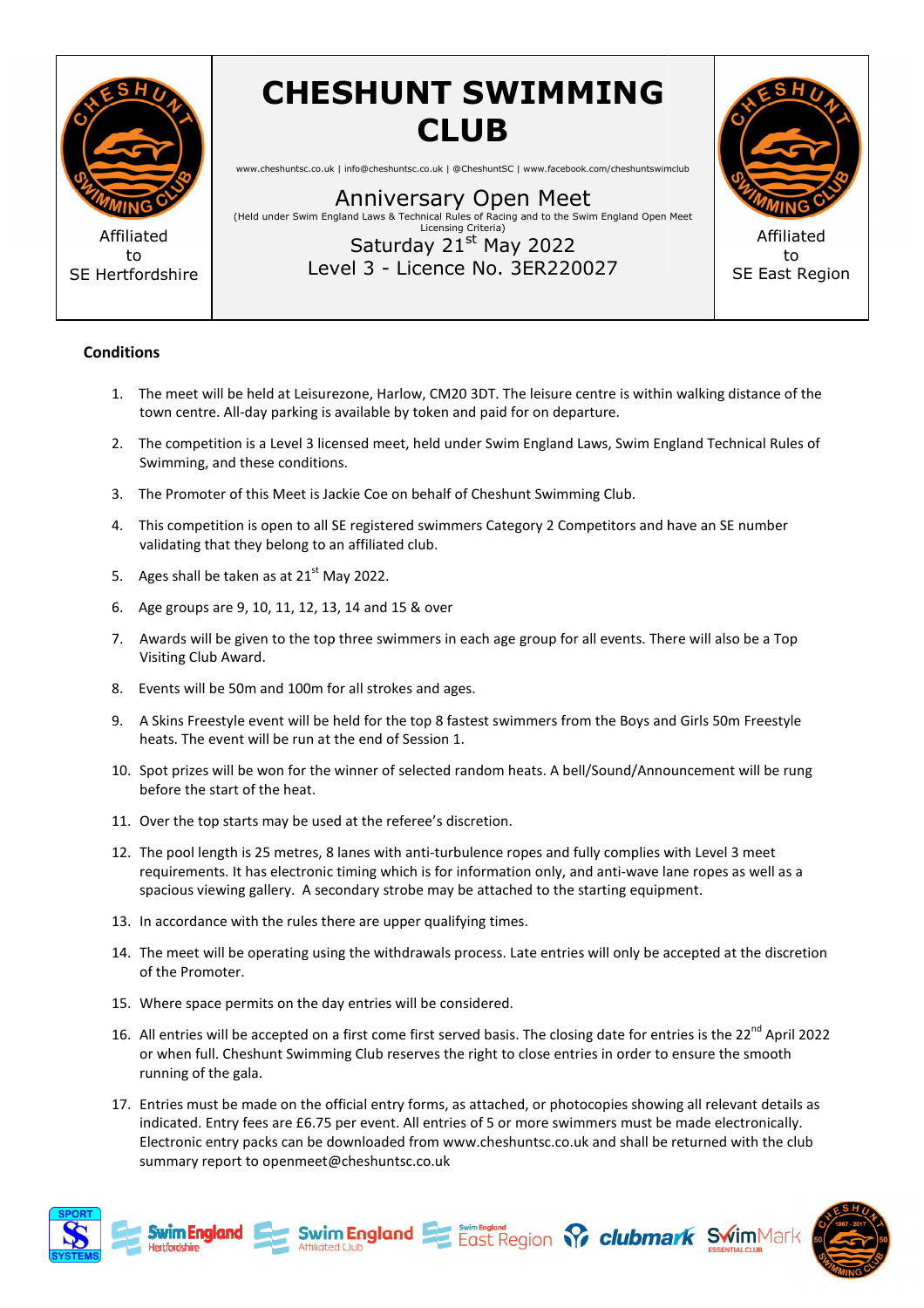Affiliated to SE Hertfordshire

# CHESHUNT SWIMMING CLUB

www.cheshuntsc.co.uk | info@cheshuntsc.co.uk | @CheshuntSC | www.facebook.com/cheshuntswimclub

Anniversary Open Meet

(Held under Swim England Laws & Technical Rules of Racing and to the Swim England Open Meet Licensing Criteria)

Saturday 21st May 2022

Level 3 - Licence No. 3ER220027

Affiliated to SE East Region

## Conditions

1. The meet will be held at Leisurezone, Harlow, CM20 3DT. The leisure centre is within walking distance of the town centre. All-day parking is available by token and paid for on departure.
2. The competition is a Level 3 licensed meet, held under Swim England Laws, Swim England Technical Rules of Swimming, and these conditions.
3. The Promoter of this Meet is Jackie Coe on behalf of Cheshunt Swimming Club.
4. This competition is open to all SE registered swimmers Category 2 Competitors and have an SE number validating that they belong to an affiliated club.
5. Ages shall be taken as at 21st May 2022.
6. Age groups are 9, 10, 11, 12, 13, 14 and 15 & over
7. Awards will be given to the top three swimmers in each age group for all events. There will also be a Top Visiting Club Award.
8. Events will be 50m and 100m for all strokes and ages.
9. A Skins Freestyle event will be held for the top 8 fastest swimmers from the Boys and Girls 50m Freestyle heats. The event will be run at the end of Session 1.
10. Spot prizes will be won for the winner of selected random heats. A bell/Sound/Announcement will be rung before the start of the heat.
11. Over the top starts may be used at the referee's discretion.
12. The pool length is 25 metres, 8 lanes with anti-turbulence ropes and fully complies with Level 3 meet requirements. It has electronic timing which is for information only, and anti-wave lane ropes as well as a spacious viewing gallery. A secondary strobe may be attached to the starting equipment.
13. In accordance with the rules there are upper qualifying times.
14. The meet will be operating using the withdrawals process. Late entries will only be accepted at the discretion of the Promoter.
15. Where space permits on the day entries will be considered.
16. All entries will be accepted on a first come first served basis. The closing date for entries is the 22nd April 2022 or when full. Cheshunt Swimming Club reserves the right to close entries in order to ensure the smooth running of the gala.
17. Entries must be made on the official entry forms, as attached, or photocopies showing all relevant details as indicated. Entry fees are £6.75 per event. All entries of 5 or more swimmers must be made electronically. Electronic entry packs can be downloaded from www.cheshuntsc.co.uk and shall be returned with the club summary report to openmeet@cheshuntsc.co.uk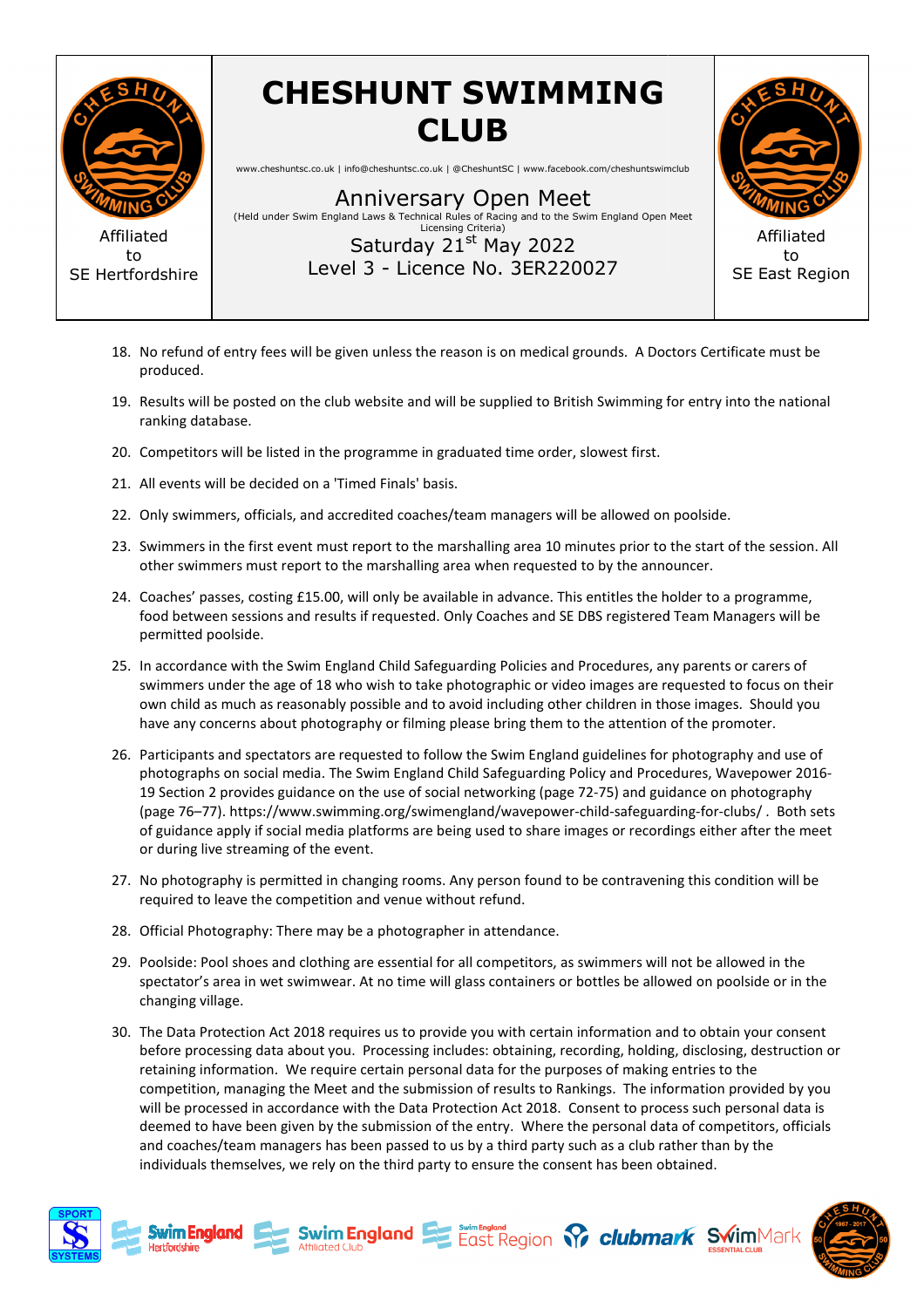18. No refund of entry fees will be given unless the reason is on medical grounds. A Doctors Certificate must be produced.

19. Results will be posted on the club website and will be supplied to British Swimming for entry into the national ranking database.

20. Competitors will be listed in the programme in graduated time order, slowest first.

21. All events will be decided on a 'Timed Finals' basis.

22. Only swimmers, officials, and accredited coaches/team managers will be allowed on poolside.

23. Swimmers in the first event must report to the marshalling area 10 minutes prior to the start of the session. All other swimmers must report to the marshalling area when requested to by the announcer.

24. Coaches' passes, costing £15.00, will only be available in advance. This entitles the holder to a programme, food between sessions and results if requested. Only Coaches and SE DBS registered Team Managers will be permitted poolside.

25. In accordance with the Swim England Child Safeguarding Policies and Procedures, any parents or carers of swimmers under the age of 18 who wish to take photographic or video images are requested to focus on their own child as much as reasonably possible and to avoid including other children in those images. Should you have any concerns about photography or filming please bring them to the attention of the promoter.

26. Participants and spectators are requested to follow the Swim England guidelines for photography and use of photographs on social media. The Swim England Child Safeguarding Policy and Procedures, Wavepower 2016-19 Section 2 provides guidance on the use of social networking (page 72-75) and guidance on photography (page 76–77). https://www.swimming.org/swimengland/wavepower-child-safeguarding-for-clubs/ . Both sets of guidance apply if social media platforms are being used to share images or recordings either after the meet or during live streaming of the event.

27. No photography is permitted in changing rooms. Any person found to be contravening this condition will be required to leave the competition and venue without refund.

28. Official Photography: There may be a photographer in attendance.

29. Poolside: Pool shoes and clothing are essential for all competitors, as swimmers will not be allowed in the spectator's area in wet swimwear. At no time will glass containers or bottles be allowed on poolside or in the changing village.

30. The Data Protection Act 2018 requires us to provide you with certain information and to obtain your consent before processing data about you. Processing includes: obtaining, recording, holding, disclosing, destruction or retaining information. We require certain personal data for the purposes of making entries to the competition, managing the Meet and the submission of results to Rankings. The information provided by you will be processed in accordance with the Data Protection Act 2018. Consent to process such personal data is deemed to have been given by the submission of the entry. Where the personal data of competitors, officials and coaches/team managers has been passed to us by a third party such as a club rather than by the individuals themselves, we rely on the third party to ensure the consent has been obtained.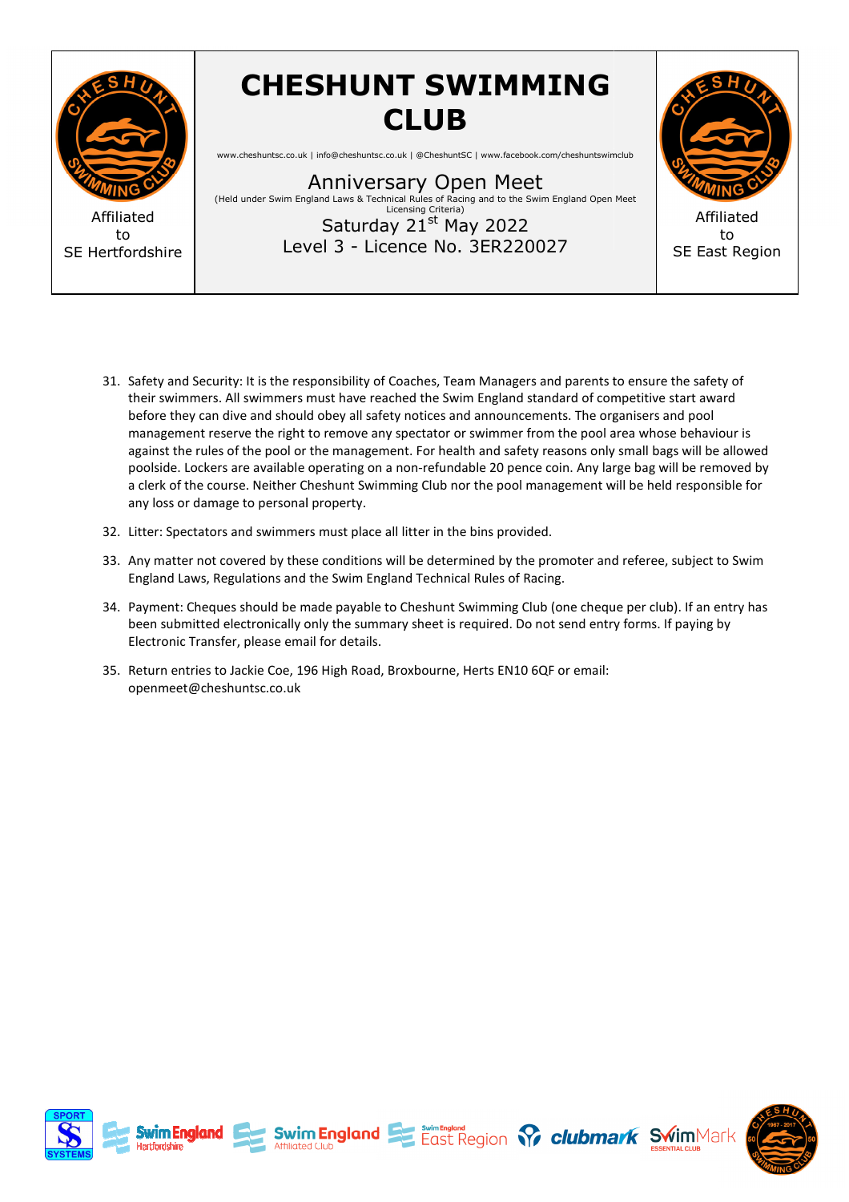31. Safety and Security: It is the responsibility of Coaches, Team Managers and parents to ensure the safety of their swimmers. All swimmers must have reached the Swim England standard of competitive start award before they can dive and should obey all safety notices and announcements. The organisers and pool management reserve the right to remove any spectator or swimmer from the pool area whose behaviour is against the rules of the pool or the management. For health and safety reasons only small bags will be allowed poolside. Lockers are available operating on a non-refundable 20 pence coin. Any large bag will be removed by a clerk of the course. Neither Cheshunt Swimming Club nor the pool management will be held responsible for any loss or damage to personal property.

32. Litter: Spectators and swimmers must place all litter in the bins provided.

33. Any matter not covered by these conditions will be determined by the promoter and referee, subject to Swim England Laws, Regulations and the Swim England Technical Rules of Racing.

34. Payment: Cheques should be made payable to Cheshunt Swimming Club (one cheque per club). If an entry has been submitted electronically only the summary sheet is required. Do not send entry forms. If paying by Electronic Transfer, please email for details.

35. Return entries to Jackie Coe, 196 High Road, Broxbourne, Herts EN10 6QF or email: openmeet@cheshuntsc.co.uk